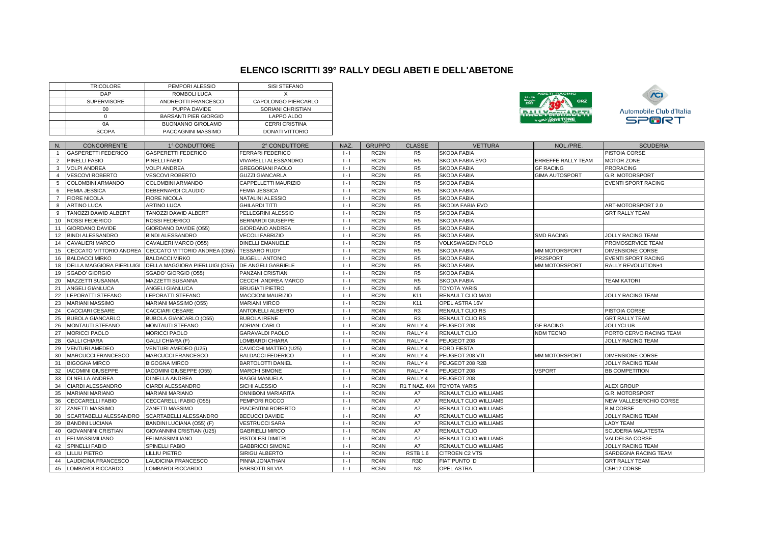# ELENCO ISCRITTI 39° RALLY DEGLI ABETI E DELL'ABETONE

| | | |
|---|---|---|
| TRICOLORE | PEMPORI ALESSIO | SISI STEFANO |
| DAP | ROMBOLI LUCA | X |
| SUPERVISORE | ANDREOTTI FRANCESCO | CAPOLONGO PIERCARLO |
| 00 | PUPPA DAVIDE | SORIANI CHRISTIAN |
| 0 | BARSANTI PIER GIORGIO | LAPPO ALDO |
| 0A | BUONANNO GIROLAMO | CERRI CRISTINA |
| SCOPA | PACCAGNINI MASSIMO | DONATI VITTORIO |

| N. | CONCORRENTE | 1° CONDUTTORE | 2° CONDUTTORE | NAZ. | GRUPPO | CLASSE | VETTURA | NOL./PRE. | SCUDERIA |
|---|---|---|---|---|---|---|---|---|---|
| 1 | GASPERETTI FEDERICO | GASPERETTI FEDERICO | FERRARI FEDERICO | I - I | RC2N | R5 | SKODA FABIA | | PISTOIA CORSE |
| 2 | PINELLI FABIO | PINELLI FABIO | VIVARELLI ALESSANDRO | I - I | RC2N | R5 | SKODA FABIA EVO | ERREFFE RALLY TEAM | MOTOR ZONE |
| 3 | VOLPI ANDREA | VOLPI ANDREA | GREGORIANI PAOLO | I - I | RC2N | R5 | SKODA FABIA | GF RACING | PRORACING |
| 4 | VESCOVI ROBERTO | VESCOVI ROBERTO | GUZZI GIANCARLA | I - I | RC2N | R5 | SKODA FABIA | GIMA AUTOSPORT | G.R. MOTORSPORT |
| 5 | COLOMBINI ARMANDO | COLOMBINI ARMANDO | CAPPELLETTI MAURIZIO | I - I | RC2N | R5 | SKODA FABIA | | EVENTI SPORT RACING |
| 6 | FEMIA JESSICA | DEBERNARDI CLAUDIO | FEMIA JESSICA | I - I | RC2N | R5 | SKODA FABIA | | |
| 7 | FIORE NICOLA | FIORE NICOLA | NATALINI ALESSIO | I - I | RC2N | R5 | SKODA FABIA | | |
| 8 | ARTINO LUCA | ARTINO LUCA | GHILARDI TITTI | I - I | RC2N | R5 | SKODIA FABIA EVO | | ART-MOTORSPORT 2.0 |
| 9 | TANOZZI DAWID ALBERT | TANOZZI DAWID ALBERT | PELLEGRINI ALESSIO | I - I | RC2N | R5 | SKODA FABIA | | GRT RALLY TEAM |
| 10 | ROSSI FEDERICO | ROSSI FEDERICO | BERNARDI GIUSEPPE | I - I | RC2N | R5 | SKODA FABIA | | |
| 11 | GIORDANO DAVIDE | GIORDANO DAVIDE (O55) | GIORDANO ANDREA | I - I | RC2N | R5 | SKODA FABIA | | |
| 12 | BINDI ALESSANDRO | BINDI ALESSANDRO | VECOLI FABRIZIO | I - I | RC2N | R5 | SKODA FABIA | SMD RACING | JOLLY RACING TEAM |
| 14 | CAVALIERI MARCO | CAVALIERI MARCO (O55) | DINELLI EMANUELE | I - I | RC2N | R5 | VOLKSWAGEN POLO | | PROMOSERVICE TEAM |
| 15 | CECCATO VITTORIO ANDREA | CECCATO VITTORIO ANDREA (O55) | TESSARO RUDY | I - I | RC2N | R5 | SKODA FABIA | MM MOTORSPORT | DIMENSIONE CORSE |
| 16 | BALDACCI MIRKO | BALDACCI MIRKO | BUGELLI ANTONIO | I - I | RC2N | R5 | SKODA FABIA | PR2SPORT | EVENTI SPORT RACING |
| 18 | DELLA MAGGIORA PIERLUIGI | DELLA MAGGIORA PIERLUIGI (O55) | DE ANGELI GABRIELE | I - I | RC2N | R5 | SKODA FABIA | MM MOTORSPORT | RALLY REVOLUTION+1 |
| 19 | SGADO' GIORGIO | SGADO' GIORGIO (O55) | PANZANI CRISTIAN | I - I | RC2N | R5 | SKODA FABIA | | |
| 20 | MAZZETTI SUSANNA | MAZZETTI SUSANNA | CECCHI ANDREA MARCO | I - I | RC2N | R5 | SKODA FABIA | | TEAM KATORI |
| 21 | ANGELI GIANLUCA | ANGELI GIANLUCA | BRUGIATI PIETRO | I - I | RC2N | N5 | TOYOTA YARIS | | |
| 22 | LEPORATTI STEFANO | LEPORATTI STEFANO | MACCIONI MAURIZIO | I - I | RC2N | K11 | RENAULT CLIO MAXI | | JOLLY RACING TEAM |
| 23 | MARIANI MASSIMO | MARIANI MASSIMO (O55) | MARIANI MIRCO | I - I | RC2N | K11 | OPEL ASTRA 16V | | |
| 24 | CACCIARI CESARE | CACCIARI CESARE | ANTONELLI ALBERTO | I - I | RC4N | R3 | RENAULT CLIO RS | | PISTOIA CORSE |
| 25 | BUBOLA GIANCARLO | BUBOLA GIANCARLO (O55) | BUBOLA IRENE | I - I | RC4N | R3 | RENAULT CLIO RS | | GRT RALLY TEAM |
| 26 | MONTAUTI STEFANO | MONTAUTI STEFANO | ADRIANI CARLO | I - I | RC4N | RALLY 4 | PEUGEOT 208 | GF RACING | JOLLYCLUB |
| 27 | MORICCI PAOLO | MORICCI PAOLO | GARAVALDI PAOLO | I - I | RC4N | RALLY 4 | RENAULT CLIO | NDM TECNO | PORTO CERVO RACING TEAM |
| 28 | GALLI CHIARA | GALLI CHIARA (F) | LOMBARDI CHIARA | I - I | RC4N | RALLY 4 | PEUGEOT 208 | | JOLLY RACING TEAM |
| 29 | VENTURI AMEDEO | VENTURI AMEDEO (U25) | CAVICCHI MATTEO (U25) | I - I | RC4N | RALLY 4 | FORD FIESTA | | |
| 30 | MARCUCCI FRANCESCO | MARCUCCI FRANCESCO | BALDACCI FEDERICO | I - I | RC4N | RALLY 4 | PEUGEOT 208 VTI | MM MOTORSPORT | DIMENSIONE CORSE |
| 31 | BIGOGNA MIRCO | BIGOGNA MIRCO | BARTOLOTTI DANIEL | I - I | RC4N | RALLY 4 | PEUGEOT 208 R2B | | JOLLY RACING TEAM |
| 32 | IACOMINI GIUSEPPE | IACOMINI GIUSEPPE (O55) | MARCHI SIMONE | I - I | RC4N | RALLY 4 | PEUGEOT 208 | VSPORT | BB COMPETITION |
| 33 | DI NELLA ANDREA | DI NELLA ANDREA | RAGGI MANUELA | I - I | RC4N | RALLY 4 | PEUGEOT 208 | | |
| 34 | CIARDI ALESSANDRO | CIARDI ALESSANDRO | SICHI ALESSIO | I - I | RC3N | R1 T NAZ. 4X4 | TOYOTA YARIS | | ALEX GROUP |
| 35 | MARIANI MARIANO | MARIANI MARIANO | ONNIBONI MARIARITA | I - I | RC4N | A7 | RENAULT CLIO WILLIAMS | | G.R. MOTORSPORT |
| 36 | CECCARELLI FABIO | CECCARELLI FABIO (O55) | PEMPORI ROCCO | I - I | RC4N | A7 | RENAULT CLIO WILLIAMS | | NEW VALLESERCHIO CORSE |
| 37 | ZANETTI MASSIMO | ZANETTI MASSIMO | PIACENTINI ROBERTO | I - I | RC4N | A7 | RENAULT CLIO WILLIAMS | | B.M.CORSE |
| 38 | SCARTABELLI ALESSANDRO | SCARTABELLI ALESSANDRO | BECUCCI DAVIDE | I - I | RC4N | A7 | RENAULT CLIO WILLIAMS | | JOLLY RACING TEAM |
| 39 | BANDINI LUCIANA | BANDINI LUCIANA (O55) (F) | VESTRUCCI SARA | I - I | RC4N | A7 | RENAULT CLIO WILLIAMS | | LADY TEAM |
| 40 | GIOVANNINI CRISTIAN | GIOVANNINI CRISTIAN (U25) | GABRIELLI MIRCO | I - I | RC4N | A7 | RENAULT CLIO | | SCUDERIA MALATESTA |
| 41 | FEI MASSIMILIANO | FEI MASSIMILIANO | PISTOLESI DIMITRI | I - I | RC4N | A7 | RENAULT CLIO WILLIAMS | | VALDELSA CORSE |
| 42 | SPINELLI FABIO | SPINELLI FABIO | GABBRICCI SIMONE | I - I | RC4N | A7 | RENAULT CLIO WILLIAMS | | JOLLY RACING TEAM |
| 43 | LILLIU PIETRO | LILLIU PIETRO | SIRIGU ALBERTO | I - I | RC4N | RSTB 1.6 | CITROEN C2 VTS | | SARDEGNA RACING TEAM |
| 44 | LAUDICINA FRANCESCO | LAUDICINA FRANCESCO | PINNA JONATHAN | I - I | RC4N | R3D | FIAT PUNTO D | | GRT RALLY TEAM |
| 45 | LOMBARDI RICCARDO | LOMBARDI RICCARDO | BARSOTTI SILVIA | I - I | RC5N | N3 | OPEL ASTRA | | C5H12 CORSE |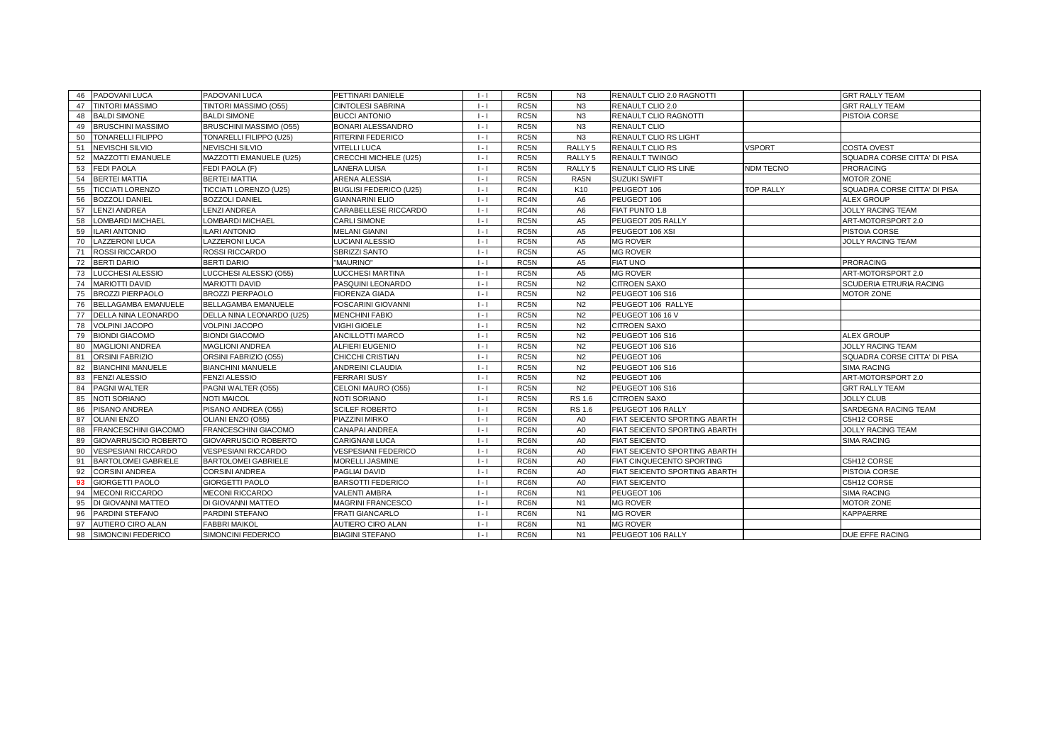| | | | | | | | | | | |
|---|---|---|---|---|---|---|---|---|---|---|
| 46 | PADOVANI LUCA | PADOVANI LUCA | PETTINARI DANIELE | I - I | RC5N | N3 | RENAULT CLIO 2.0 RAGNOTTI | | GRT RALLY TEAM |
| 47 | TINTORI MASSIMO | TINTORI MASSIMO (O55) | CINTOLESI SABRINA | I - I | RC5N | N3 | RENAULT CLIO 2.0 | | GRT RALLY TEAM |
| 48 | BALDI SIMONE | BALDI SIMONE | BUCCI ANTONIO | I - I | RC5N | N3 | RENAULT CLIO RAGNOTTI | | PISTOIA CORSE |
| 49 | BRUSCHINI MASSIMO | BRUSCHINI MASSIMO (O55) | BONARI ALESSANDRO | I - I | RC5N | N3 | RENAULT CLIO | | |
| 50 | TONARELLI FILIPPO | TONARELLI FILIPPO (U25) | RITERINI FEDERICO | I - I | RC5N | N3 | RENAULT CLIO RS LIGHT | | |
| 51 | NEVISCHI SILVIO | NEVISCHI SILVIO | VITELLI LUCA | I - I | RC5N | RALLY 5 | RENAULT CLIO RS | VSPORT | COSTA OVEST |
| 52 | MAZZOTTI EMANUELE | MAZZOTTI EMANUELE (U25) | CRECCHI MICHELE (U25) | I - I | RC5N | RALLY 5 | RENAULT TWINGO | | SQUADRA CORSE CITTA' DI PISA |
| 53 | FEDI PAOLA | FEDI PAOLA (F) | LANERA LUISA | I - I | RC5N | RALLY 5 | RENAULT CLIO RS LINE | NDM TECNO | PRORACING |
| 54 | BERTEI MATTIA | BERTEI MATTIA | ARENA ALESSIA | I - I | RC5N | RA5N | SUZUKI SWIFT | | MOTOR ZONE |
| 55 | TICCIATI LORENZO | TICCIATI LORENZO (U25) | BUGLISI FEDERICO (U25) | I - I | RC4N | K10 | PEUGEOT 106 | TOP RALLY | SQUADRA CORSE CITTA' DI PISA |
| 56 | BOZZOLI DANIEL | BOZZOLI DANIEL | GIANNARINI ELIO | I - I | RC4N | A6 | PEUGEOT 106 | | ALEX GROUP |
| 57 | LENZI ANDREA | LENZI ANDREA | CARABELLESE RICCARDO | I - I | RC4N | A6 | FIAT PUNTO 1.8 | | JOLLY RACING TEAM |
| 58 | LOMBARDI MICHAEL | LOMBARDI MICHAEL | CARLI SIMONE | I - I | RC5N | A5 | PEUGEOT 205 RALLY | | ART-MOTORSPORT 2.0 |
| 59 | ILARI ANTONIO | ILARI ANTONIO | MELANI GIANNI | I - I | RC5N | A5 | PEUGEOT 106 XSI | | PISTOIA CORSE |
| 70 | LAZZERONI LUCA | LAZZERONI LUCA | LUCIANI ALESSIO | I - I | RC5N | A5 | MG ROVER | | JOLLY RACING TEAM |
| 71 | ROSSI RICCARDO | ROSSI RICCARDO | SBRIZZI SANTO | I - I | RC5N | A5 | MG ROVER | | |
| 72 | BERTI DARIO | BERTI DARIO | "MAURINO" | I - I | RC5N | A5 | FIAT UNO | | PRORACING |
| 73 | LUCCHESI ALESSIO | LUCCHESI ALESSIO (O55) | LUCCHESI MARTINA | I - I | RC5N | A5 | MG ROVER | | ART-MOTORSPORT 2.0 |
| 74 | MARIOTTI DAVID | MARIOTTI DAVID | PASQUINI LEONARDO | I - I | RC5N | N2 | CITROEN SAXO | | SCUDERIA ETRURIA RACING |
| 75 | BROZZI PIERPAOLO | BROZZI PIERPAOLO | FIORENZA GIADA | I - I | RC5N | N2 | PEUGEOT 106 S16 | | MOTOR ZONE |
| 76 | BELLAGAMBA EMANUELE | BELLAGAMBA EMANUELE | FOSCARINI GIOVANNI | I - I | RC5N | N2 | PEUGEOT 106 RALLYE | | |
| 77 | DELLA NINA LEONARDO | DELLA NINA LEONARDO (U25) | MENCHINI FABIO | I - I | RC5N | N2 | PEUGEOT 106 16 V | | |
| 78 | VOLPINI JACOPO | VOLPINI JACOPO | VIGHI GIOELE | I - I | RC5N | N2 | CITROEN SAXO | | |
| 79 | BIONDI GIACOMO | BIONDI GIACOMO | ANCILLOTTI MARCO | I - I | RC5N | N2 | PEUGEOT 106 S16 | | ALEX GROUP |
| 80 | MAGLIONI ANDREA | MAGLIONI ANDREA | ALFIERI EUGENIO | I - I | RC5N | N2 | PEUGEOT 106 S16 | | JOLLY RACING TEAM |
| 81 | ORSINI FABRIZIO | ORSINI FABRIZIO (O55) | CHICCHI CRISTIAN | I - I | RC5N | N2 | PEUGEOT 106 | | SQUADRA CORSE CITTA' DI PISA |
| 82 | BIANCHINI MANUELE | BIANCHINI MANUELE | ANDREINI CLAUDIA | I - I | RC5N | N2 | PEUGEOT 106 S16 | | SIMA RACING |
| 83 | FENZI ALESSIO | FENZI ALESSIO | FERRARI SUSY | I - I | RC5N | N2 | PEUGEOT 106 | | ART-MOTORSPORT 2.0 |
| 84 | PAGNI WALTER | PAGNI WALTER (O55) | CELONI MAURO (O55) | I - I | RC5N | N2 | PEUGEOT 106 S16 | | GRT RALLY TEAM |
| 85 | NOTI SORIANO | NOTI MAICOL | NOTI SORIANO | I - I | RC5N | RS 1.6 | CITROEN SAXO | | JOLLY CLUB |
| 86 | PISANO ANDREA | PISANO ANDREA (O55) | SCILEF ROBERTO | I - I | RC5N | RS 1.6 | PEUGEOT 106 RALLY | | SARDEGNA RACING TEAM |
| 87 | OLIANI ENZO | OLIANI ENZO (O55) | PIAZZINI MIRKO | I - I | RC6N | A0 | FIAT SEICENTO SPORTING ABARTH | | C5H12 CORSE |
| 88 | FRANCESCHINI GIACOMO | FRANCESCHINI GIACOMO | CANAPAI ANDREA | I - I | RC6N | A0 | FIAT SEICENTO SPORTING ABARTH | | JOLLY RACING TEAM |
| 89 | GIOVARRUSCIO ROBERTO | GIOVARRUSCIO ROBERTO | CARIGNANI LUCA | I - I | RC6N | A0 | FIAT SEICENTO | | SIMA RACING |
| 90 | VESPESIANI RICCARDO | VESPESIANI RICCARDO | VESPESIANI FEDERICO | I - I | RC6N | A0 | FIAT SEICENTO SPORTING ABARTH | | |
| 91 | BARTOLOMEI GABRIELE | BARTOLOMEI GABRIELE | MORELLI JASMINE | I - I | RC6N | A0 | FIAT CINQUECENTO SPORTING | | C5H12 CORSE |
| 92 | CORSINI ANDREA | CORSINI ANDREA | PAGLIAI DAVID | I - I | RC6N | A0 | FIAT SEICENTO SPORTING ABARTH | | PISTOIA CORSE |
| 93 | GIORGETTI PAOLO | GIORGETTI PAOLO | BARSOTTI FEDERICO | I - I | RC6N | A0 | FIAT SEICENTO | | C5H12 CORSE |
| 94 | MECONI RICCARDO | MECONI RICCARDO | VALENTI AMBRA | I - I | RC6N | N1 | PEUGEOT 106 | | SIMA RACING |
| 95 | DI GIOVANNI MATTEO | DI GIOVANNI MATTEO | MAGRINI FRANCESCO | I - I | RC6N | N1 | MG ROVER | | MOTOR ZONE |
| 96 | PARDINI STEFANO | PARDINI STEFANO | FRATI GIANCARLO | I - I | RC6N | N1 | MG ROVER | | KAPPAERRE |
| 97 | AUTIERO CIRO ALAN | FABBRI MAIKOL | AUTIERO CIRO ALAN | I - I | RC6N | N1 | MG ROVER | | |
| 98 | SIMONCINI FEDERICO | SIMONCINI FEDERICO | BIAGINI STEFANO | I - I | RC6N | N1 | PEUGEOT 106 RALLY | | DUE EFFE RACING |